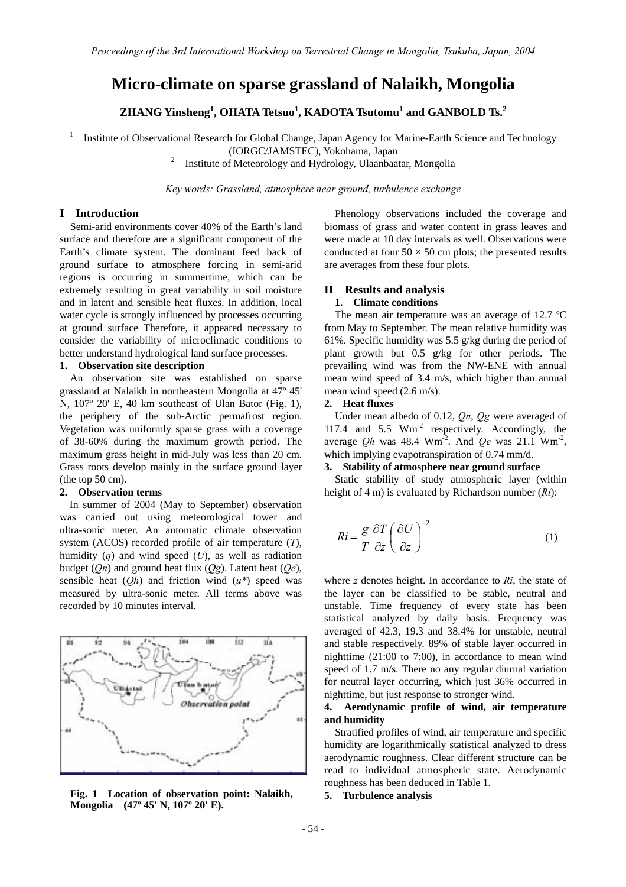# Micro-climate on sparse grassland of Nalaikh, Mongolia

**ZHANG Yinsheng[1], OHATA Tetsuo[1], KADOTA Tsutomu[1] and GANBOLD Ts.[2]**

[1] Institute of Observational Research for Global Change, Japan Agency for Marine-Earth Science and Technology (IORGC/JAMSTEC), Yokohama, Japan

[2] Institute of Meteorology and Hydrology, Ulaanbaatar, Mongolia

*Key words: Grassland, atmosphere near ground, turbulence exchange*

## I Introduction

Semi-arid environments cover 40% of the Earth's land surface and therefore are a significant component of the Earth's climate system. The dominant feed back of ground surface to atmosphere forcing in semi-arid regions is occurring in summertime, which can be extremely resulting in great variability in soil moisture and in latent and sensible heat fluxes. In addition, local water cycle is strongly influenced by processes occurring at ground surface Therefore, it appeared necessary to consider the variability of microclimatic conditions to better understand hydrological land surface processes.

### 1. Observation site description

An observation site was established on sparse grassland at Nalaikh in northeastern Mongolia at 47º 45' N, 107º 20' E, 40 km southeast of Ulan Bator (Fig. 1), the periphery of the sub-Arctic permafrost region. Vegetation was uniformly sparse grass with a coverage of 38-60% during the maximum growth period. The maximum grass height in mid-July was less than 20 cm. Grass roots develop mainly in the surface ground layer (the top 50 cm).

### 2. Observation terms

In summer of 2004 (May to September) observation was carried out using meteorological tower and ultra-sonic meter. An automatic climate observation system (ACOS) recorded profile of air temperature ($T$), humidity ($q$) and wind speed ($U$), as well as radiation budget ($Qn$) and ground heat flux ($Qg$). Latent heat ($Qe$), sensible heat ($Qh$) and friction wind ($u^*$) speed was measured by ultra-sonic meter. All terms above was recorded by 10 minutes interval.

**Fig. 1 Location of observation point: Nalaikh, Mongolia (47º 45' N, 107º 20' E).**

Phenology observations included the coverage and biomass of grass and water content in grass leaves and were made at 10 day intervals as well. Observations were conducted at four 50 × 50 cm plots; the presented results are averages from these four plots.

## II Results and analysis

### 1. Climate conditions

The mean air temperature was an average of 12.7 ºC from May to September. The mean relative humidity was 61%. Specific humidity was 5.5 g/kg during the period of plant growth but 0.5 g/kg for other periods. The prevailing wind was from the NW-ENE with annual mean wind speed of 3.4 m/s, which higher than annual mean wind speed (2.6 m/s).

### 2. Heat fluxes

Under mean albedo of 0.12, $Qn$, $Qg$ were averaged of 117.4 and 5.5 Wm$^{-2}$ respectively. Accordingly, the average $Qh$ was 48.4 Wm$^{-2}$. And $Qe$ was 21.1 Wm$^{-2}$, which implying evapotranspiration of 0.74 mm/d.

### 3. Stability of atmosphere near ground surface

Static stability of study atmospheric layer (within height of 4 m) is evaluated by Richardson number ($Ri$):

$$Ri = \frac{g}{T}\frac{\partial T}{\partial z}\left(\frac{\partial U}{\partial z}\right)^{-2} \tag{1}$$

where $z$ denotes height. In accordance to $Ri$, the state of the layer can be classified to be stable, neutral and unstable. Time frequency of every state has been statistical analyzed by daily basis. Frequency was averaged of 42.3, 19.3 and 38.4% for unstable, neutral and stable respectively. 89% of stable layer occurred in nighttime (21:00 to 7:00), in accordance to mean wind speed of 1.7 m/s. There no any regular diurnal variation for neutral layer occurring, which just 36% occurred in nighttime, but just response to stronger wind.

### 4. Aerodynamic profile of wind, air temperature and humidity

Stratified profiles of wind, air temperature and specific humidity are logarithmically statistical analyzed to dress aerodynamic roughness. Clear different structure can be read to individual atmospheric state. Aerodynamic roughness has been deduced in Table 1.

### 5. Turbulence analysis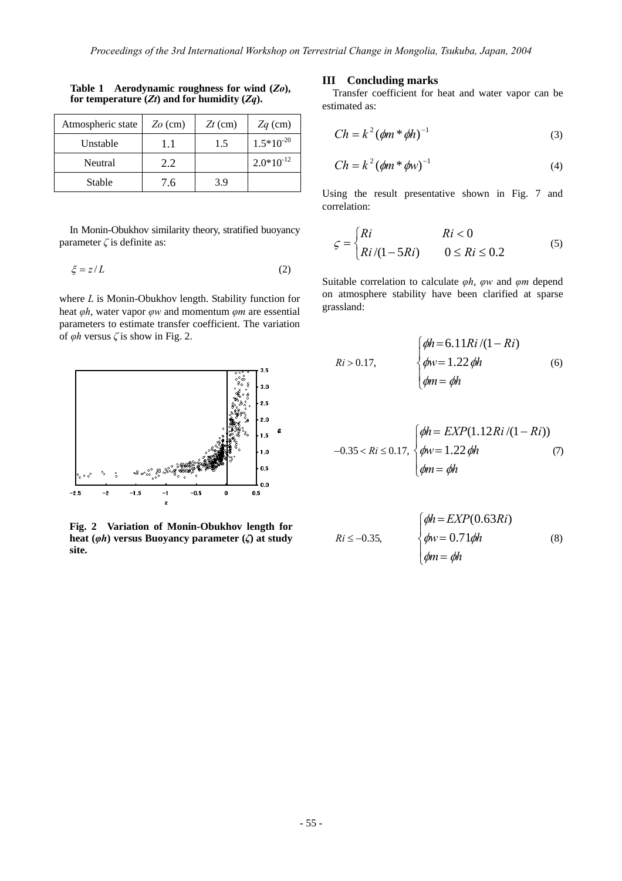**Table 1 Aerodynamic roughness for wind (*Zo*), for temperature (*Zt*) and for humidity (*Zq*).**

| Atmospheric state | *Zo* (cm) | *Zt* (cm) | *Zq* (cm) |
|---|---|---|---|
| Unstable | 1.1 | 1.5 | $1.5*10^{-20}$ |
| Neutral | 2.2 | | $2.0*10^{-12}$ |
| Stable | 7.6 | 3.9 | |

In Monin-Obukhov similarity theory, stratified buoyancy parameter $\zeta$ is definite as:

$$\xi = z / L \tag{2}$$

where *L* is Monin-Obukhov length. Stability function for heat $\varphi h$, water vapor $\varphi w$ and momentum $\varphi m$ are essential parameters to estimate transfer coefficient. The variation of $\varphi h$ versus $\zeta$ is show in Fig. 2.

3.5
3.0
2.5
2.0
1.5
1.0
0.5
0.0
−2.5 −2 −1.5 −1 −0.5 0 0.5
z

**Fig. 2 Variation of Monin-Obukhov length for heat ($\varphi h$) versus Buoyancy parameter ($\zeta$) at study site.**

## III Concluding marks

Transfer coefficient for heat and water vapor can be estimated as:

$$Ch = k^2 (\phi m * \phi h)^{-1} \tag{3}$$

$$Ch = k^2 (\phi m * \phi w)^{-1} \tag{4}$$

Using the result presentative shown in Fig. 7 and correlation:

$$\varsigma = \begin{cases} Ri & Ri < 0 \\ Ri/(1-5Ri) & 0 \le Ri \le 0.2 \end{cases} \tag{5}$$

Suitable correlation to calculate $\varphi h$, $\varphi w$ and $\varphi m$ depend on atmosphere stability have been clarified at sparse grassland:

$$Ri > 0.17, \quad \begin{cases} \phi h = 6.11 Ri/(1-Ri) \\ \phi w = 1.22\,\phi h \\ \phi m = \phi h \end{cases} \tag{6}$$

$$-0.35 < Ri \le 0.17, \quad \begin{cases} \phi h = EXP(1.12 Ri/(1-Ri)) \\ \phi w = 1.22\,\phi h \\ \phi m = \phi h \end{cases} \tag{7}$$

$$Ri \le -0.35, \quad \begin{cases} \phi h = EXP(0.63 Ri) \\ \phi w = 0.71 \phi h \\ \phi m = \phi h \end{cases} \tag{8}$$